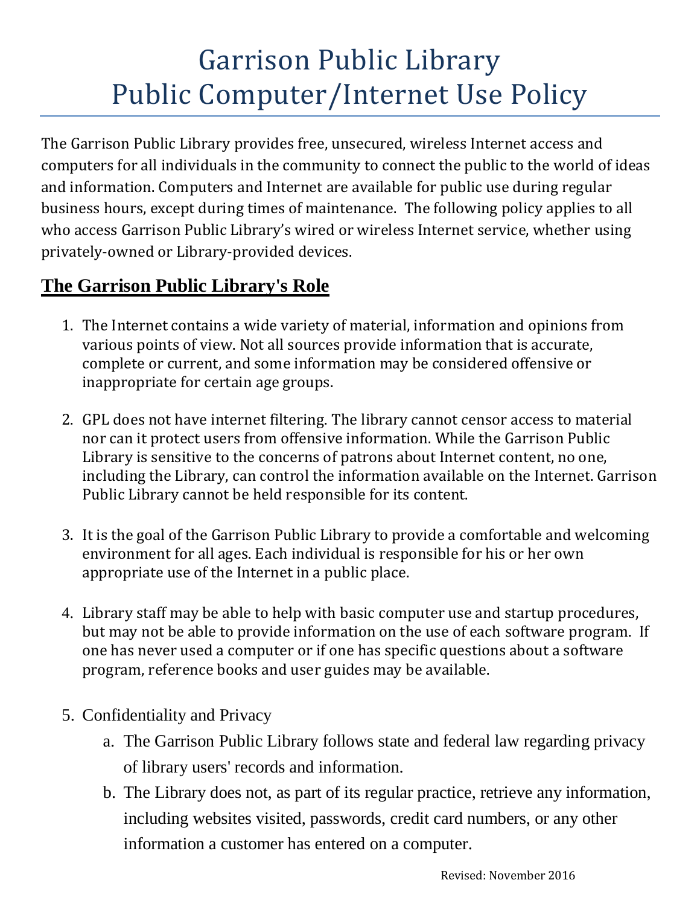# Garrison Public Library
# Public Computer/Internet Use Policy

The Garrison Public Library provides free, unsecured, wireless Internet access and computers for all individuals in the community to connect the public to the world of ideas and information. Computers and Internet are available for public use during regular business hours, except during times of maintenance. The following policy applies to all who access Garrison Public Library's wired or wireless Internet service, whether using privately-owned or Library-provided devices.

## The Garrison Public Library's Role

1. The Internet contains a wide variety of material, information and opinions from various points of view. Not all sources provide information that is accurate, complete or current, and some information may be considered offensive or inappropriate for certain age groups.

2. GPL does not have internet filtering. The library cannot censor access to material nor can it protect users from offensive information. While the Garrison Public Library is sensitive to the concerns of patrons about Internet content, no one, including the Library, can control the information available on the Internet. Garrison Public Library cannot be held responsible for its content.

3. It is the goal of the Garrison Public Library to provide a comfortable and welcoming environment for all ages. Each individual is responsible for his or her own appropriate use of the Internet in a public place.

4. Library staff may be able to help with basic computer use and startup procedures, but may not be able to provide information on the use of each software program. If one has never used a computer or if one has specific questions about a software program, reference books and user guides may be available.

5. Confidentiality and Privacy
   a. The Garrison Public Library follows state and federal law regarding privacy of library users' records and information.
   b. The Library does not, as part of its regular practice, retrieve any information, including websites visited, passwords, credit card numbers, or any other information a customer has entered on a computer.

Revised: November 2016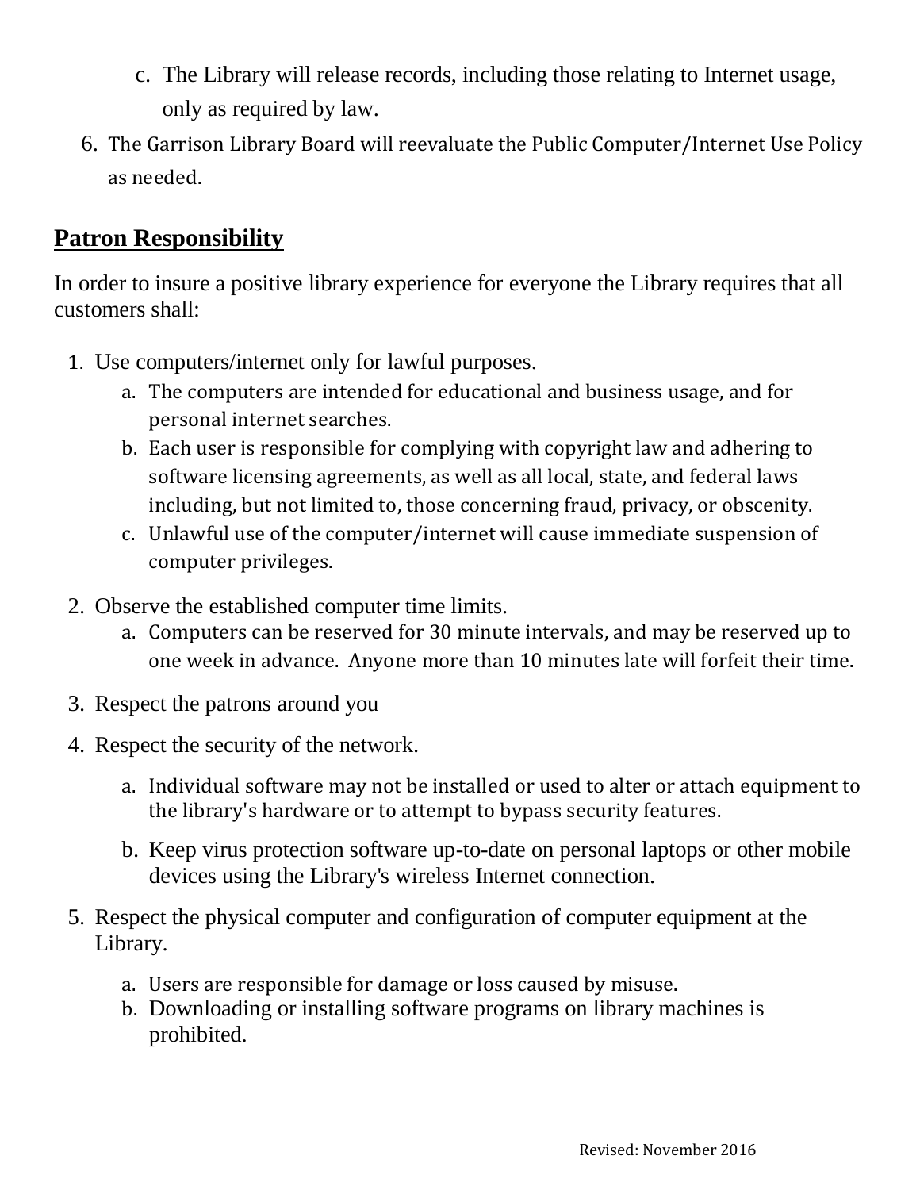c. The Library will release records, including those relating to Internet usage, only as required by law.

6. The Garrison Library Board will reevaluate the Public Computer/Internet Use Policy as needed.

## Patron Responsibility

In order to insure a positive library experience for everyone the Library requires that all customers shall:

1. Use computers/internet only for lawful purposes.
   a. The computers are intended for educational and business usage, and for personal internet searches.
   b. Each user is responsible for complying with copyright law and adhering to software licensing agreements, as well as all local, state, and federal laws including, but not limited to, those concerning fraud, privacy, or obscenity.
   c. Unlawful use of the computer/internet will cause immediate suspension of computer privileges.
2. Observe the established computer time limits.
   a. Computers can be reserved for 30 minute intervals, and may be reserved up to one week in advance. Anyone more than 10 minutes late will forfeit their time.
3. Respect the patrons around you
4. Respect the security of the network.
   a. Individual software may not be installed or used to alter or attach equipment to the library's hardware or to attempt to bypass security features.
   b. Keep virus protection software up-to-date on personal laptops or other mobile devices using the Library's wireless Internet connection.
5. Respect the physical computer and configuration of computer equipment at the Library.
   a. Users are responsible for damage or loss caused by misuse.
   b. Downloading or installing software programs on library machines is prohibited.

Revised: November 2016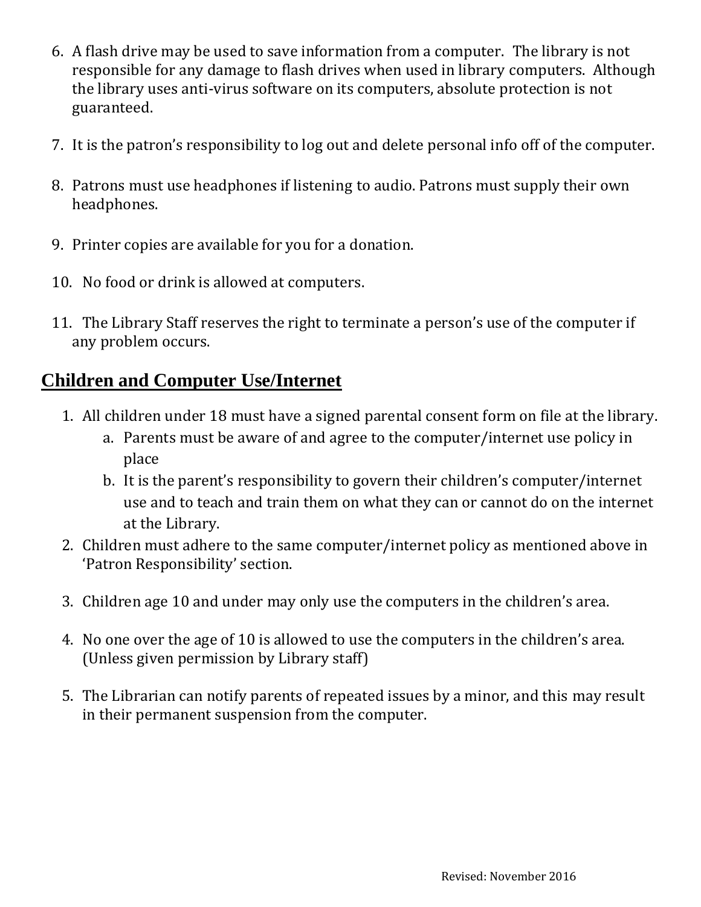6. A flash drive may be used to save information from a computer. The library is not responsible for any damage to flash drives when used in library computers. Although the library uses anti-virus software on its computers, absolute protection is not guaranteed.

7. It is the patron's responsibility to log out and delete personal info off of the computer.

8. Patrons must use headphones if listening to audio. Patrons must supply their own headphones.

9. Printer copies are available for you for a donation.

10. No food or drink is allowed at computers.

11. The Library Staff reserves the right to terminate a person's use of the computer if any problem occurs.

## Children and Computer Use/Internet

1. All children under 18 must have a signed parental consent form on file at the library.
   a. Parents must be aware of and agree to the computer/internet use policy in place
   b. It is the parent's responsibility to govern their children's computer/internet use and to teach and train them on what they can or cannot do on the internet at the Library.
2. Children must adhere to the same computer/internet policy as mentioned above in 'Patron Responsibility' section.

3. Children age 10 and under may only use the computers in the children's area.

4. No one over the age of 10 is allowed to use the computers in the children's area. (Unless given permission by Library staff)

5. The Librarian can notify parents of repeated issues by a minor, and this may result in their permanent suspension from the computer.

Revised: November 2016